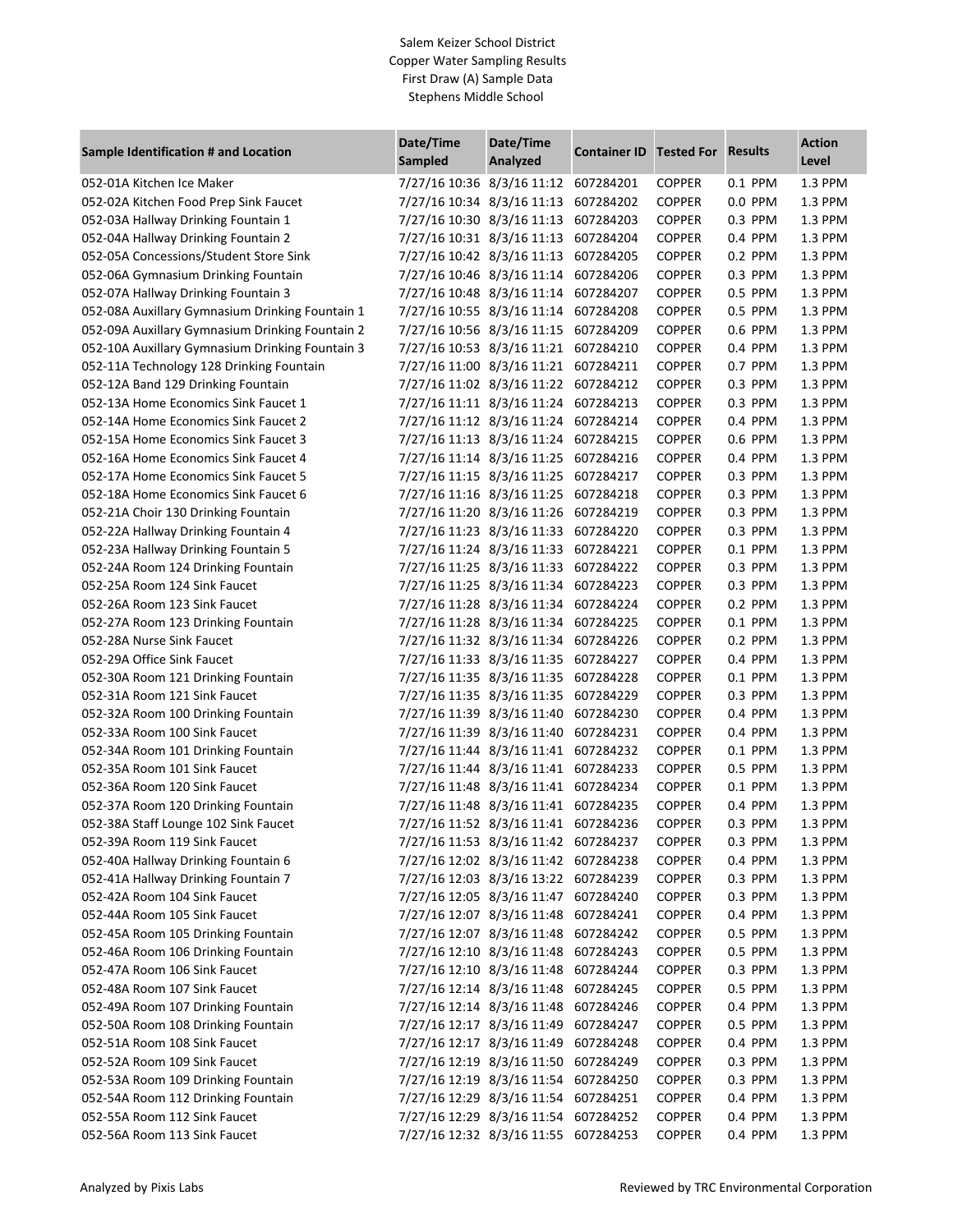Salem Keizer School District
Copper Water Sampling Results
First Draw (A) Sample Data
Stephens Middle School

| Sample Identification # and Location | Date/Time Sampled | Date/Time Analyzed | Container ID | Tested For | Results | Action Level |
|---|---|---|---|---|---|---|
| 052-01A Kitchen Ice Maker | 7/27/16 10:36 | 8/3/16 11:12 | 607284201 | COPPER | 0.1 PPM | 1.3 PPM |
| 052-02A Kitchen Food Prep Sink Faucet | 7/27/16 10:34 | 8/3/16 11:13 | 607284202 | COPPER | 0.0 PPM | 1.3 PPM |
| 052-03A Hallway Drinking Fountain 1 | 7/27/16 10:30 | 8/3/16 11:13 | 607284203 | COPPER | 0.3 PPM | 1.3 PPM |
| 052-04A Hallway Drinking Fountain 2 | 7/27/16 10:31 | 8/3/16 11:13 | 607284204 | COPPER | 0.4 PPM | 1.3 PPM |
| 052-05A Concessions/Student Store Sink | 7/27/16 10:42 | 8/3/16 11:13 | 607284205 | COPPER | 0.2 PPM | 1.3 PPM |
| 052-06A Gymnasium Drinking Fountain | 7/27/16 10:46 | 8/3/16 11:14 | 607284206 | COPPER | 0.3 PPM | 1.3 PPM |
| 052-07A Hallway Drinking Fountain 3 | 7/27/16 10:48 | 8/3/16 11:14 | 607284207 | COPPER | 0.5 PPM | 1.3 PPM |
| 052-08A Auxillary Gymnasium Drinking Fountain 1 | 7/27/16 10:55 | 8/3/16 11:14 | 607284208 | COPPER | 0.5 PPM | 1.3 PPM |
| 052-09A Auxillary Gymnasium Drinking Fountain 2 | 7/27/16 10:56 | 8/3/16 11:15 | 607284209 | COPPER | 0.6 PPM | 1.3 PPM |
| 052-10A Auxillary Gymnasium Drinking Fountain 3 | 7/27/16 10:53 | 8/3/16 11:21 | 607284210 | COPPER | 0.4 PPM | 1.3 PPM |
| 052-11A Technology 128 Drinking Fountain | 7/27/16 11:00 | 8/3/16 11:21 | 607284211 | COPPER | 0.7 PPM | 1.3 PPM |
| 052-12A Band 129 Drinking Fountain | 7/27/16 11:02 | 8/3/16 11:22 | 607284212 | COPPER | 0.3 PPM | 1.3 PPM |
| 052-13A Home Economics Sink Faucet 1 | 7/27/16 11:11 | 8/3/16 11:24 | 607284213 | COPPER | 0.3 PPM | 1.3 PPM |
| 052-14A Home Economics Sink Faucet 2 | 7/27/16 11:12 | 8/3/16 11:24 | 607284214 | COPPER | 0.4 PPM | 1.3 PPM |
| 052-15A Home Economics Sink Faucet 3 | 7/27/16 11:13 | 8/3/16 11:24 | 607284215 | COPPER | 0.6 PPM | 1.3 PPM |
| 052-16A Home Economics Sink Faucet 4 | 7/27/16 11:14 | 8/3/16 11:25 | 607284216 | COPPER | 0.4 PPM | 1.3 PPM |
| 052-17A Home Economics Sink Faucet 5 | 7/27/16 11:15 | 8/3/16 11:25 | 607284217 | COPPER | 0.3 PPM | 1.3 PPM |
| 052-18A Home Economics Sink Faucet 6 | 7/27/16 11:16 | 8/3/16 11:25 | 607284218 | COPPER | 0.3 PPM | 1.3 PPM |
| 052-21A Choir 130 Drinking Fountain | 7/27/16 11:20 | 8/3/16 11:26 | 607284219 | COPPER | 0.3 PPM | 1.3 PPM |
| 052-22A Hallway Drinking Fountain 4 | 7/27/16 11:23 | 8/3/16 11:33 | 607284220 | COPPER | 0.3 PPM | 1.3 PPM |
| 052-23A Hallway Drinking Fountain 5 | 7/27/16 11:24 | 8/3/16 11:33 | 607284221 | COPPER | 0.1 PPM | 1.3 PPM |
| 052-24A Room 124 Drinking Fountain | 7/27/16 11:25 | 8/3/16 11:33 | 607284222 | COPPER | 0.3 PPM | 1.3 PPM |
| 052-25A Room 124 Sink Faucet | 7/27/16 11:25 | 8/3/16 11:34 | 607284223 | COPPER | 0.3 PPM | 1.3 PPM |
| 052-26A Room 123 Sink Faucet | 7/27/16 11:28 | 8/3/16 11:34 | 607284224 | COPPER | 0.2 PPM | 1.3 PPM |
| 052-27A Room 123 Drinking Fountain | 7/27/16 11:28 | 8/3/16 11:34 | 607284225 | COPPER | 0.1 PPM | 1.3 PPM |
| 052-28A Nurse Sink Faucet | 7/27/16 11:32 | 8/3/16 11:34 | 607284226 | COPPER | 0.2 PPM | 1.3 PPM |
| 052-29A Office Sink Faucet | 7/27/16 11:33 | 8/3/16 11:35 | 607284227 | COPPER | 0.4 PPM | 1.3 PPM |
| 052-30A Room 121 Drinking Fountain | 7/27/16 11:35 | 8/3/16 11:35 | 607284228 | COPPER | 0.1 PPM | 1.3 PPM |
| 052-31A Room 121 Sink Faucet | 7/27/16 11:35 | 8/3/16 11:35 | 607284229 | COPPER | 0.3 PPM | 1.3 PPM |
| 052-32A Room 100 Drinking Fountain | 7/27/16 11:39 | 8/3/16 11:40 | 607284230 | COPPER | 0.4 PPM | 1.3 PPM |
| 052-33A Room 100 Sink Faucet | 7/27/16 11:39 | 8/3/16 11:40 | 607284231 | COPPER | 0.4 PPM | 1.3 PPM |
| 052-34A Room 101 Drinking Fountain | 7/27/16 11:44 | 8/3/16 11:41 | 607284232 | COPPER | 0.1 PPM | 1.3 PPM |
| 052-35A Room 101 Sink Faucet | 7/27/16 11:44 | 8/3/16 11:41 | 607284233 | COPPER | 0.5 PPM | 1.3 PPM |
| 052-36A Room 120 Sink Faucet | 7/27/16 11:48 | 8/3/16 11:41 | 607284234 | COPPER | 0.1 PPM | 1.3 PPM |
| 052-37A Room 120 Drinking Fountain | 7/27/16 11:48 | 8/3/16 11:41 | 607284235 | COPPER | 0.4 PPM | 1.3 PPM |
| 052-38A Staff Lounge 102 Sink Faucet | 7/27/16 11:52 | 8/3/16 11:41 | 607284236 | COPPER | 0.3 PPM | 1.3 PPM |
| 052-39A Room 119 Sink Faucet | 7/27/16 11:53 | 8/3/16 11:42 | 607284237 | COPPER | 0.3 PPM | 1.3 PPM |
| 052-40A Hallway Drinking Fountain 6 | 7/27/16 12:02 | 8/3/16 11:42 | 607284238 | COPPER | 0.4 PPM | 1.3 PPM |
| 052-41A Hallway Drinking Fountain 7 | 7/27/16 12:03 | 8/3/16 13:22 | 607284239 | COPPER | 0.3 PPM | 1.3 PPM |
| 052-42A Room 104 Sink Faucet | 7/27/16 12:05 | 8/3/16 11:47 | 607284240 | COPPER | 0.3 PPM | 1.3 PPM |
| 052-44A Room 105 Sink Faucet | 7/27/16 12:07 | 8/3/16 11:48 | 607284241 | COPPER | 0.4 PPM | 1.3 PPM |
| 052-45A Room 105 Drinking Fountain | 7/27/16 12:07 | 8/3/16 11:48 | 607284242 | COPPER | 0.5 PPM | 1.3 PPM |
| 052-46A Room 106 Drinking Fountain | 7/27/16 12:10 | 8/3/16 11:48 | 607284243 | COPPER | 0.5 PPM | 1.3 PPM |
| 052-47A Room 106 Sink Faucet | 7/27/16 12:10 | 8/3/16 11:48 | 607284244 | COPPER | 0.3 PPM | 1.3 PPM |
| 052-48A Room 107 Sink Faucet | 7/27/16 12:14 | 8/3/16 11:48 | 607284245 | COPPER | 0.5 PPM | 1.3 PPM |
| 052-49A Room 107 Drinking Fountain | 7/27/16 12:14 | 8/3/16 11:48 | 607284246 | COPPER | 0.4 PPM | 1.3 PPM |
| 052-50A Room 108 Drinking Fountain | 7/27/16 12:17 | 8/3/16 11:49 | 607284247 | COPPER | 0.5 PPM | 1.3 PPM |
| 052-51A Room 108 Sink Faucet | 7/27/16 12:17 | 8/3/16 11:49 | 607284248 | COPPER | 0.4 PPM | 1.3 PPM |
| 052-52A Room 109 Sink Faucet | 7/27/16 12:19 | 8/3/16 11:50 | 607284249 | COPPER | 0.3 PPM | 1.3 PPM |
| 052-53A Room 109 Drinking Fountain | 7/27/16 12:19 | 8/3/16 11:54 | 607284250 | COPPER | 0.3 PPM | 1.3 PPM |
| 052-54A Room 112 Drinking Fountain | 7/27/16 12:29 | 8/3/16 11:54 | 607284251 | COPPER | 0.4 PPM | 1.3 PPM |
| 052-55A Room 112 Sink Faucet | 7/27/16 12:29 | 8/3/16 11:54 | 607284252 | COPPER | 0.4 PPM | 1.3 PPM |
| 052-56A Room 113 Sink Faucet | 7/27/16 12:32 | 8/3/16 11:55 | 607284253 | COPPER | 0.4 PPM | 1.3 PPM |

Analyzed by Pixis Labs

Reviewed by TRC Environmental Corporation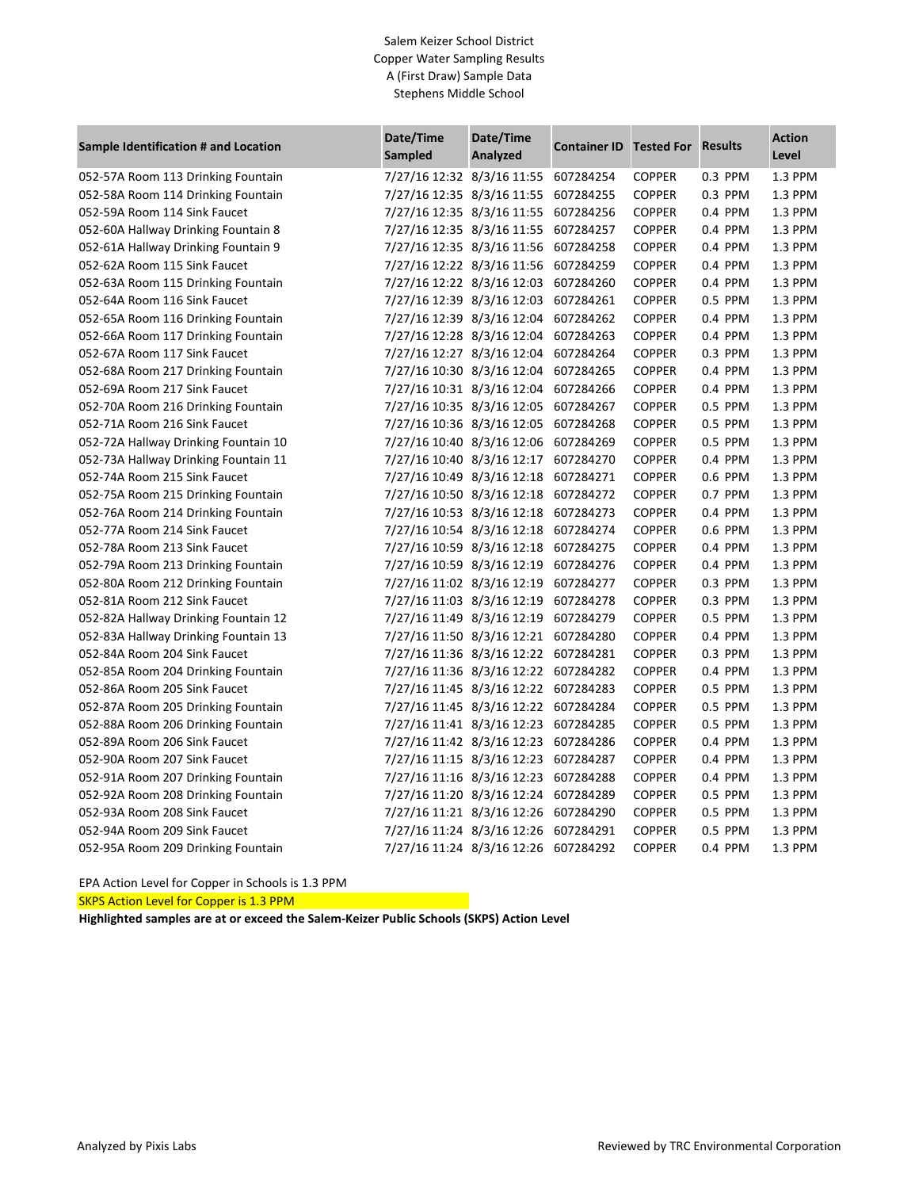Salem Keizer School District
Copper Water Sampling Results
A (First Draw) Sample Data
Stephens Middle School

| Sample Identification # and Location | Date/Time Sampled | Date/Time Analyzed | Container ID | Tested For | Results | Action Level |
|---|---|---|---|---|---|---|
| 052-57A Room 113 Drinking Fountain | 7/27/16 12:32 | 8/3/16 11:55 | 607284254 | COPPER | 0.3 PPM | 1.3 PPM |
| 052-58A Room 114 Drinking Fountain | 7/27/16 12:35 | 8/3/16 11:55 | 607284255 | COPPER | 0.3 PPM | 1.3 PPM |
| 052-59A Room 114 Sink Faucet | 7/27/16 12:35 | 8/3/16 11:55 | 607284256 | COPPER | 0.4 PPM | 1.3 PPM |
| 052-60A Hallway Drinking Fountain 8 | 7/27/16 12:35 | 8/3/16 11:55 | 607284257 | COPPER | 0.4 PPM | 1.3 PPM |
| 052-61A Hallway Drinking Fountain 9 | 7/27/16 12:35 | 8/3/16 11:56 | 607284258 | COPPER | 0.4 PPM | 1.3 PPM |
| 052-62A Room 115 Sink Faucet | 7/27/16 12:22 | 8/3/16 11:56 | 607284259 | COPPER | 0.4 PPM | 1.3 PPM |
| 052-63A Room 115 Drinking Fountain | 7/27/16 12:22 | 8/3/16 12:03 | 607284260 | COPPER | 0.4 PPM | 1.3 PPM |
| 052-64A Room 116 Sink Faucet | 7/27/16 12:39 | 8/3/16 12:03 | 607284261 | COPPER | 0.5 PPM | 1.3 PPM |
| 052-65A Room 116 Drinking Fountain | 7/27/16 12:39 | 8/3/16 12:04 | 607284262 | COPPER | 0.4 PPM | 1.3 PPM |
| 052-66A Room 117 Drinking Fountain | 7/27/16 12:28 | 8/3/16 12:04 | 607284263 | COPPER | 0.4 PPM | 1.3 PPM |
| 052-67A Room 117 Sink Faucet | 7/27/16 12:27 | 8/3/16 12:04 | 607284264 | COPPER | 0.3 PPM | 1.3 PPM |
| 052-68A Room 217 Drinking Fountain | 7/27/16 10:30 | 8/3/16 12:04 | 607284265 | COPPER | 0.4 PPM | 1.3 PPM |
| 052-69A Room 217 Sink Faucet | 7/27/16 10:31 | 8/3/16 12:04 | 607284266 | COPPER | 0.4 PPM | 1.3 PPM |
| 052-70A Room 216 Drinking Fountain | 7/27/16 10:35 | 8/3/16 12:05 | 607284267 | COPPER | 0.5 PPM | 1.3 PPM |
| 052-71A Room 216 Sink Faucet | 7/27/16 10:36 | 8/3/16 12:05 | 607284268 | COPPER | 0.5 PPM | 1.3 PPM |
| 052-72A Hallway Drinking Fountain 10 | 7/27/16 10:40 | 8/3/16 12:06 | 607284269 | COPPER | 0.5 PPM | 1.3 PPM |
| 052-73A Hallway Drinking Fountain 11 | 7/27/16 10:40 | 8/3/16 12:17 | 607284270 | COPPER | 0.4 PPM | 1.3 PPM |
| 052-74A Room 215 Sink Faucet | 7/27/16 10:49 | 8/3/16 12:18 | 607284271 | COPPER | 0.6 PPM | 1.3 PPM |
| 052-75A Room 215 Drinking Fountain | 7/27/16 10:50 | 8/3/16 12:18 | 607284272 | COPPER | 0.7 PPM | 1.3 PPM |
| 052-76A Room 214 Drinking Fountain | 7/27/16 10:53 | 8/3/16 12:18 | 607284273 | COPPER | 0.4 PPM | 1.3 PPM |
| 052-77A Room 214 Sink Faucet | 7/27/16 10:54 | 8/3/16 12:18 | 607284274 | COPPER | 0.6 PPM | 1.3 PPM |
| 052-78A Room 213 Sink Faucet | 7/27/16 10:59 | 8/3/16 12:18 | 607284275 | COPPER | 0.4 PPM | 1.3 PPM |
| 052-79A Room 213 Drinking Fountain | 7/27/16 10:59 | 8/3/16 12:19 | 607284276 | COPPER | 0.4 PPM | 1.3 PPM |
| 052-80A Room 212 Drinking Fountain | 7/27/16 11:02 | 8/3/16 12:19 | 607284277 | COPPER | 0.3 PPM | 1.3 PPM |
| 052-81A Room 212 Sink Faucet | 7/27/16 11:03 | 8/3/16 12:19 | 607284278 | COPPER | 0.3 PPM | 1.3 PPM |
| 052-82A Hallway Drinking Fountain 12 | 7/27/16 11:49 | 8/3/16 12:19 | 607284279 | COPPER | 0.5 PPM | 1.3 PPM |
| 052-83A Hallway Drinking Fountain 13 | 7/27/16 11:50 | 8/3/16 12:21 | 607284280 | COPPER | 0.4 PPM | 1.3 PPM |
| 052-84A Room 204 Sink Faucet | 7/27/16 11:36 | 8/3/16 12:22 | 607284281 | COPPER | 0.3 PPM | 1.3 PPM |
| 052-85A Room 204 Drinking Fountain | 7/27/16 11:36 | 8/3/16 12:22 | 607284282 | COPPER | 0.4 PPM | 1.3 PPM |
| 052-86A Room 205 Sink Faucet | 7/27/16 11:45 | 8/3/16 12:22 | 607284283 | COPPER | 0.5 PPM | 1.3 PPM |
| 052-87A Room 205 Drinking Fountain | 7/27/16 11:45 | 8/3/16 12:22 | 607284284 | COPPER | 0.5 PPM | 1.3 PPM |
| 052-88A Room 206 Drinking Fountain | 7/27/16 11:41 | 8/3/16 12:23 | 607284285 | COPPER | 0.5 PPM | 1.3 PPM |
| 052-89A Room 206 Sink Faucet | 7/27/16 11:42 | 8/3/16 12:23 | 607284286 | COPPER | 0.4 PPM | 1.3 PPM |
| 052-90A Room 207 Sink Faucet | 7/27/16 11:15 | 8/3/16 12:23 | 607284287 | COPPER | 0.4 PPM | 1.3 PPM |
| 052-91A Room 207 Drinking Fountain | 7/27/16 11:16 | 8/3/16 12:23 | 607284288 | COPPER | 0.4 PPM | 1.3 PPM |
| 052-92A Room 208 Drinking Fountain | 7/27/16 11:20 | 8/3/16 12:24 | 607284289 | COPPER | 0.5 PPM | 1.3 PPM |
| 052-93A Room 208 Sink Faucet | 7/27/16 11:21 | 8/3/16 12:26 | 607284290 | COPPER | 0.5 PPM | 1.3 PPM |
| 052-94A Room 209 Sink Faucet | 7/27/16 11:24 | 8/3/16 12:26 | 607284291 | COPPER | 0.5 PPM | 1.3 PPM |
| 052-95A Room 209 Drinking Fountain | 7/27/16 11:24 | 8/3/16 12:26 | 607284292 | COPPER | 0.4 PPM | 1.3 PPM |

EPA Action Level for Copper in Schools is 1.3 PPM

SKPS Action Level for Copper is 1.3 PPM

**Highlighted samples are at or exceed the Salem-Keizer Public Schools (SKPS) Action Level**

Analyzed by Pixis Labs

Reviewed by TRC Environmental Corporation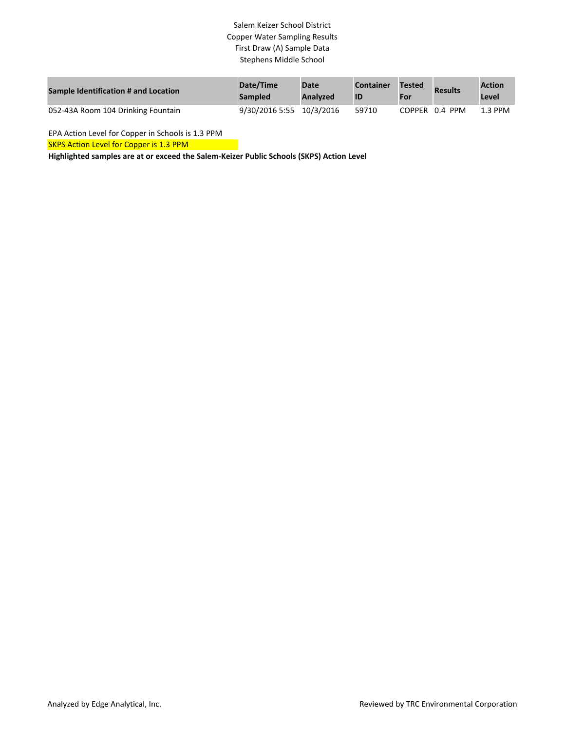Salem Keizer School District
Copper Water Sampling Results
First Draw (A) Sample Data
Stephens Middle School

| Sample Identification # and Location | Date/Time Sampled | Date Analyzed | Container ID | Tested For | Results | Action Level |
|---|---|---|---|---|---|---|
| 052-43A Room 104 Drinking Fountain | 9/30/2016 5:55 | 10/3/2016 | 59710 | COPPER | 0.4 PPM | 1.3 PPM |

EPA Action Level for Copper in Schools is 1.3 PPM

SKPS Action Level for Copper is 1.3 PPM

**Highlighted samples are at or exceed the Salem-Keizer Public Schools (SKPS) Action Level**

Analyzed by Edge Analytical, Inc.

Reviewed by TRC Environmental Corporation